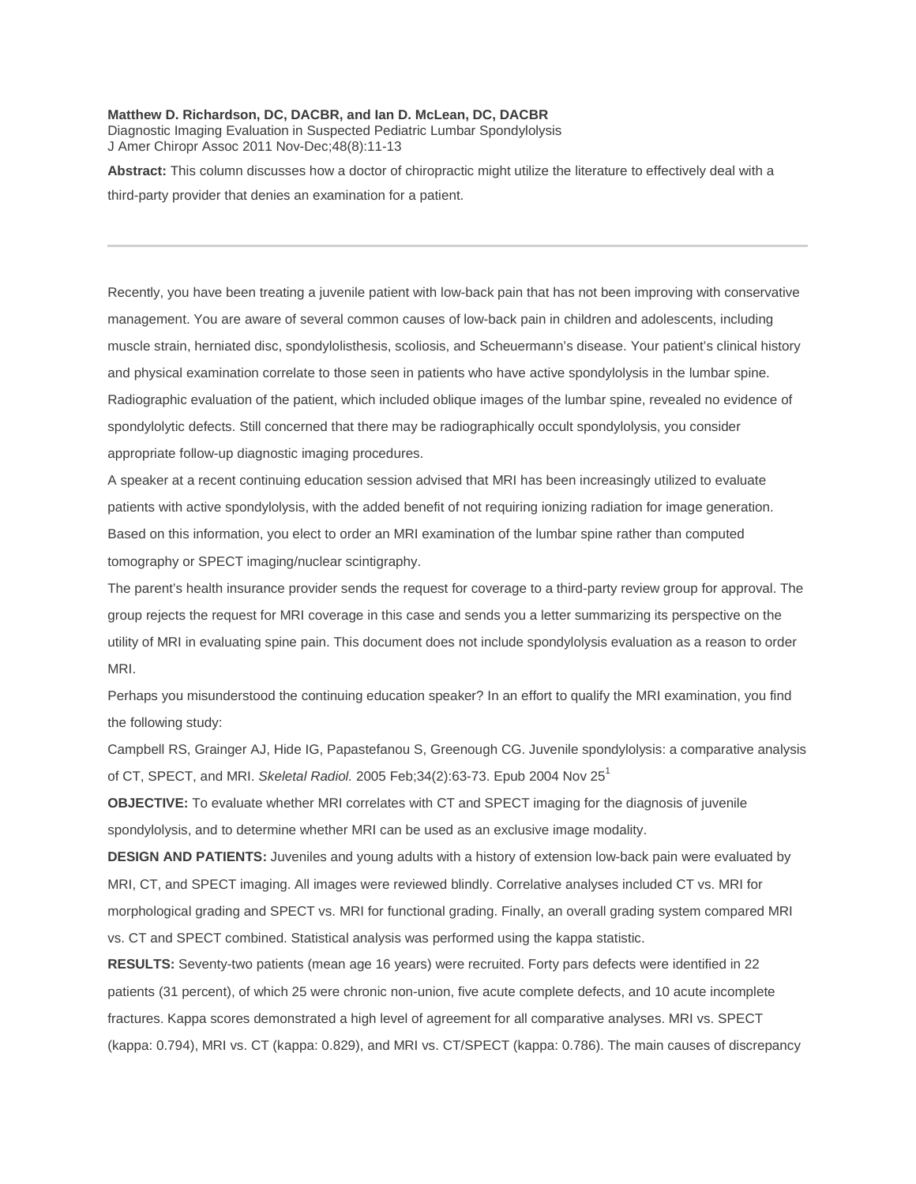**Matthew D. Richardson, DC, DACBR, and Ian D. McLean, DC, DACBR**
Diagnostic Imaging Evaluation in Suspected Pediatric Lumbar Spondylolysis
J Amer Chiropr Assoc 2011 Nov-Dec;48(8):11-13

**Abstract:** This column discusses how a doctor of chiropractic might utilize the literature to effectively deal with a third-party provider that denies an examination for a patient.

---

Recently, you have been treating a juvenile patient with low-back pain that has not been improving with conservative management. You are aware of several common causes of low-back pain in children and adolescents, including muscle strain, herniated disc, spondylolisthesis, scoliosis, and Scheuermann's disease. Your patient's clinical history and physical examination correlate to those seen in patients who have active spondylolysis in the lumbar spine. Radiographic evaluation of the patient, which included oblique images of the lumbar spine, revealed no evidence of spondylolytic defects. Still concerned that there may be radiographically occult spondylolysis, you consider appropriate follow-up diagnostic imaging procedures.

A speaker at a recent continuing education session advised that MRI has been increasingly utilized to evaluate patients with active spondylolysis, with the added benefit of not requiring ionizing radiation for image generation. Based on this information, you elect to order an MRI examination of the lumbar spine rather than computed tomography or SPECT imaging/nuclear scintigraphy.

The parent's health insurance provider sends the request for coverage to a third-party review group for approval. The group rejects the request for MRI coverage in this case and sends you a letter summarizing its perspective on the utility of MRI in evaluating spine pain. This document does not include spondylolysis evaluation as a reason to order MRI.

Perhaps you misunderstood the continuing education speaker? In an effort to qualify the MRI examination, you find the following study:

Campbell RS, Grainger AJ, Hide IG, Papastefanou S, Greenough CG. Juvenile spondylolysis: a comparative analysis of CT, SPECT, and MRI. *Skeletal Radiol.* 2005 Feb;34(2):63-73. Epub 2004 Nov 25[1]

**OBJECTIVE:** To evaluate whether MRI correlates with CT and SPECT imaging for the diagnosis of juvenile spondylolysis, and to determine whether MRI can be used as an exclusive image modality.

**DESIGN AND PATIENTS:** Juveniles and young adults with a history of extension low-back pain were evaluated by MRI, CT, and SPECT imaging. All images were reviewed blindly. Correlative analyses included CT vs. MRI for morphological grading and SPECT vs. MRI for functional grading. Finally, an overall grading system compared MRI vs. CT and SPECT combined. Statistical analysis was performed using the kappa statistic.

**RESULTS:** Seventy-two patients (mean age 16 years) were recruited. Forty pars defects were identified in 22 patients (31 percent), of which 25 were chronic non-union, five acute complete defects, and 10 acute incomplete fractures. Kappa scores demonstrated a high level of agreement for all comparative analyses. MRI vs. SPECT (kappa: 0.794), MRI vs. CT (kappa: 0.829), and MRI vs. CT/SPECT (kappa: 0.786). The main causes of discrepancy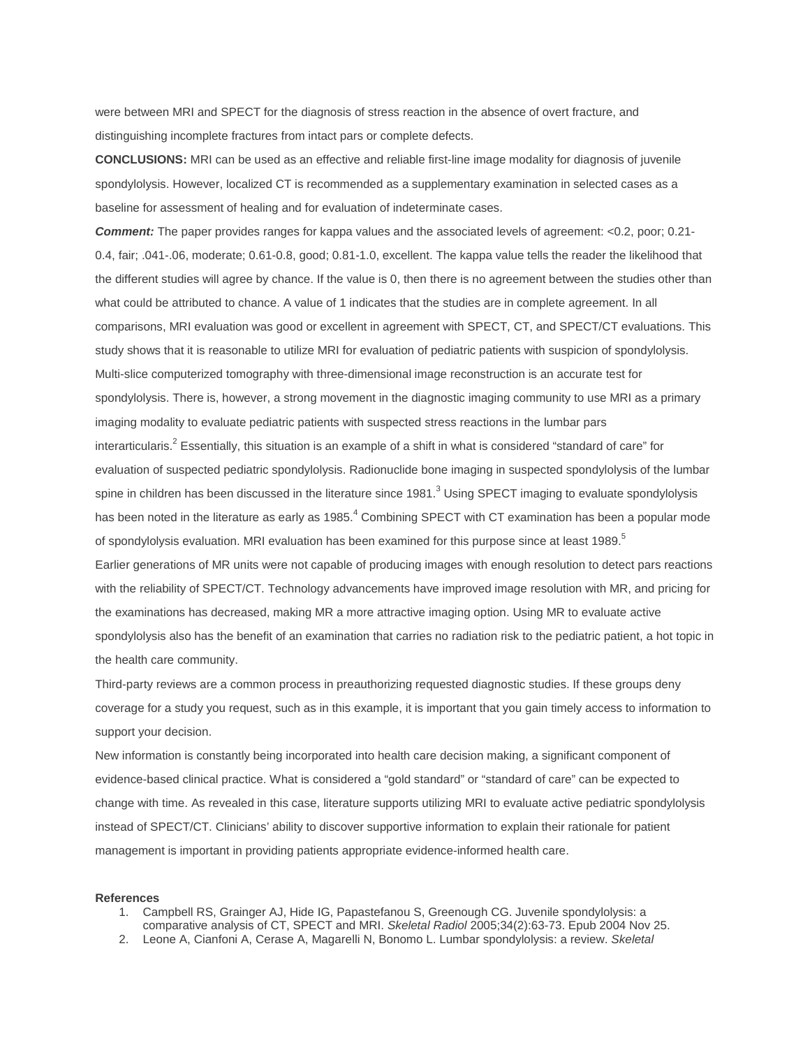were between MRI and SPECT for the diagnosis of stress reaction in the absence of overt fracture, and distinguishing incomplete fractures from intact pars or complete defects.

**CONCLUSIONS:** MRI can be used as an effective and reliable first-line image modality for diagnosis of juvenile spondylolysis. However, localized CT is recommended as a supplementary examination in selected cases as a baseline for assessment of healing and for evaluation of indeterminate cases.

***Comment:*** The paper provides ranges for kappa values and the associated levels of agreement: <0.2, poor; 0.21-0.4, fair; .041-.06, moderate; 0.61-0.8, good; 0.81-1.0, excellent. The kappa value tells the reader the likelihood that the different studies will agree by chance. If the value is 0, then there is no agreement between the studies other than what could be attributed to chance. A value of 1 indicates that the studies are in complete agreement. In all comparisons, MRI evaluation was good or excellent in agreement with SPECT, CT, and SPECT/CT evaluations. This study shows that it is reasonable to utilize MRI for evaluation of pediatric patients with suspicion of spondylolysis.

Multi-slice computerized tomography with three-dimensional image reconstruction is an accurate test for spondylolysis. There is, however, a strong movement in the diagnostic imaging community to use MRI as a primary imaging modality to evaluate pediatric patients with suspected stress reactions in the lumbar pars interarticularis.[2] Essentially, this situation is an example of a shift in what is considered "standard of care" for evaluation of suspected pediatric spondylolysis. Radionuclide bone imaging in suspected spondylolysis of the lumbar spine in children has been discussed in the literature since 1981.[3] Using SPECT imaging to evaluate spondylolysis has been noted in the literature as early as 1985.[4] Combining SPECT with CT examination has been a popular mode of spondylolysis evaluation. MRI evaluation has been examined for this purpose since at least 1989.[5]

Earlier generations of MR units were not capable of producing images with enough resolution to detect pars reactions with the reliability of SPECT/CT. Technology advancements have improved image resolution with MR, and pricing for the examinations has decreased, making MR a more attractive imaging option. Using MR to evaluate active spondylolysis also has the benefit of an examination that carries no radiation risk to the pediatric patient, a hot topic in the health care community.

Third-party reviews are a common process in preauthorizing requested diagnostic studies. If these groups deny coverage for a study you request, such as in this example, it is important that you gain timely access to information to support your decision.

New information is constantly being incorporated into health care decision making, a significant component of evidence-based clinical practice. What is considered a "gold standard" or "standard of care" can be expected to change with time. As revealed in this case, literature supports utilizing MRI to evaluate active pediatric spondylolysis instead of SPECT/CT. Clinicians' ability to discover supportive information to explain their rationale for patient management is important in providing patients appropriate evidence-informed health care.

**References**

1. Campbell RS, Grainger AJ, Hide IG, Papastefanou S, Greenough CG. Juvenile spondylolysis: a comparative analysis of CT, SPECT and MRI. *Skeletal Radiol* 2005;34(2):63-73. Epub 2004 Nov 25.
2. Leone A, Cianfoni A, Cerase A, Magarelli N, Bonomo L. Lumbar spondylolysis: a review. *Skeletal*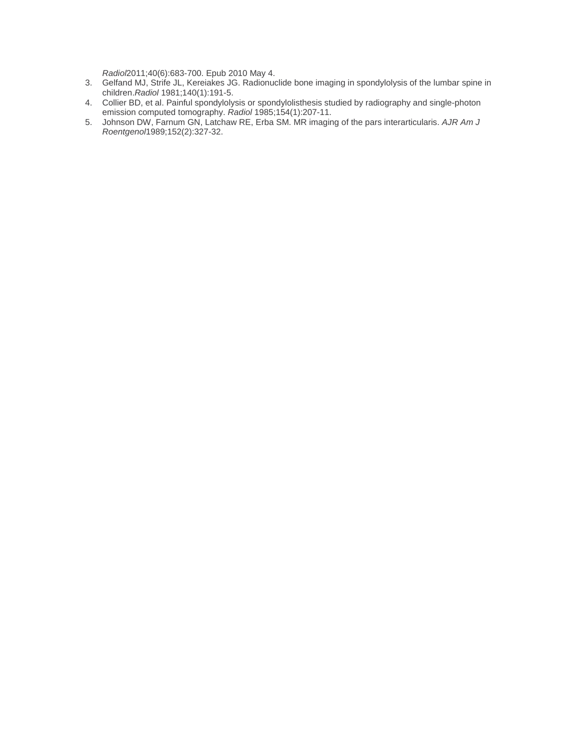*Radiol*2011;40(6):683-700. Epub 2010 May 4.

3. Gelfand MJ, Strife JL, Kereiakes JG. Radionuclide bone imaging in spondylolysis of the lumbar spine in children.*Radiol* 1981;140(1):191-5.
4. Collier BD, et al. Painful spondylolysis or spondylolisthesis studied by radiography and single-photon emission computed tomography. *Radiol* 1985;154(1):207-11.
5. Johnson DW, Farnum GN, Latchaw RE, Erba SM. MR imaging of the pars interarticularis. *AJR Am J Roentgenol*1989;152(2):327-32.